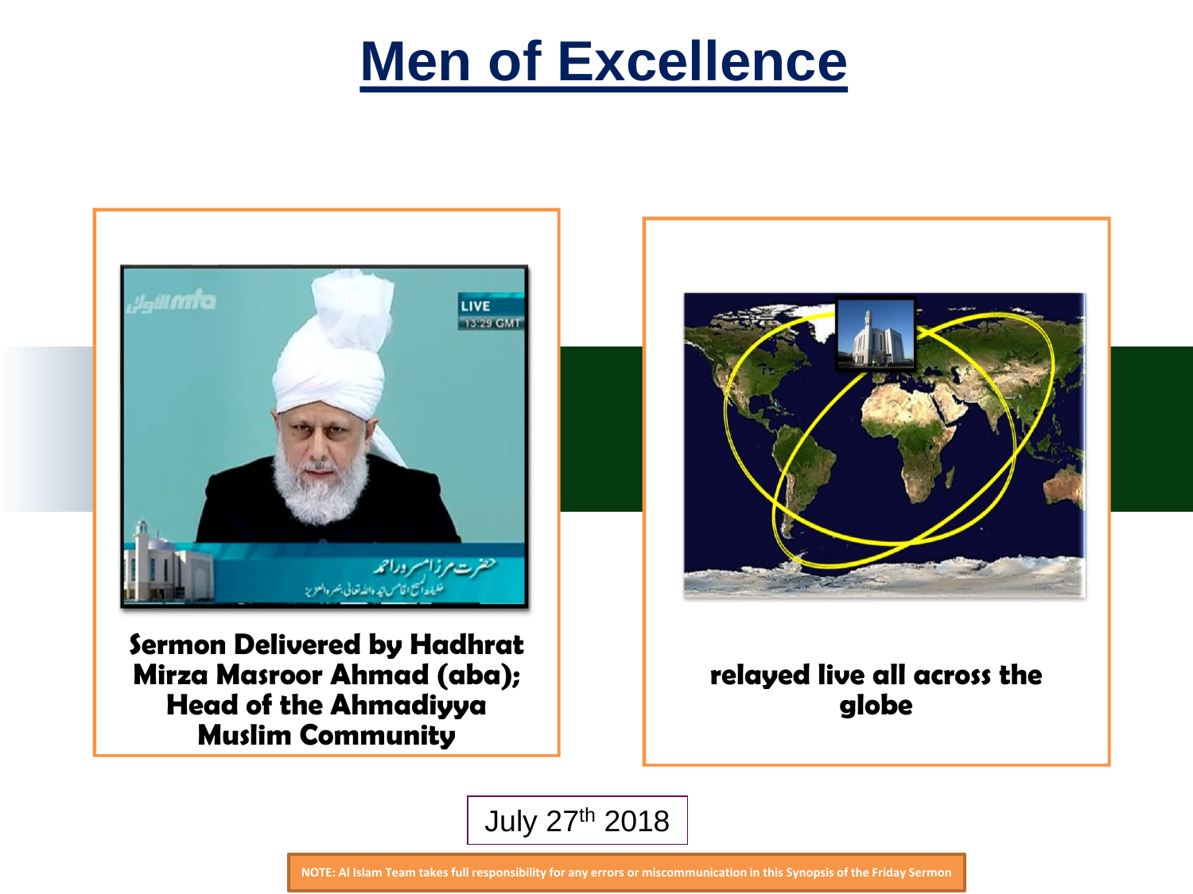# Men of Excellence

**Sermon Delivered by Hadhrat Mirza Masroor Ahmad (aba); Head of the Ahmadiyya Muslim Community**

**relayed live all across the globe**

July 27th 2018

NOTE: Al Islam Team takes full responsibility for any errors or miscommunication in this Synopsis of the Friday Sermon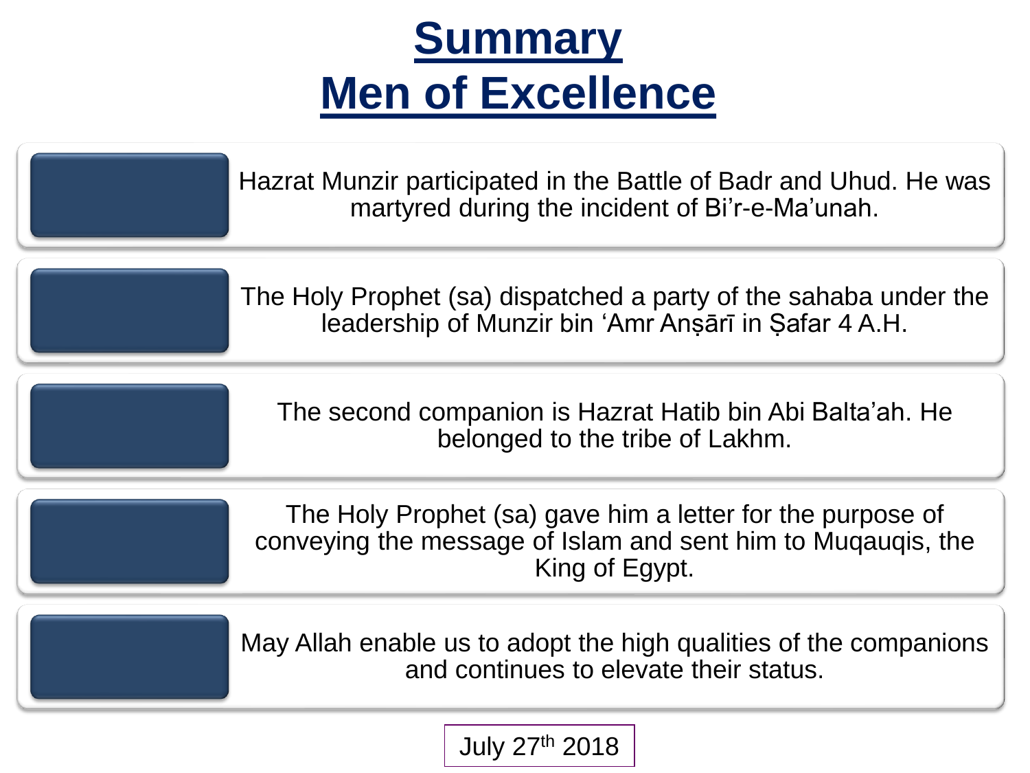# Summary
# Men of Excellence

Hazrat Munzir participated in the Battle of Badr and Uhud. He was martyred during the incident of Bi'r-e-Ma'unah.

The Holy Prophet (sa) dispatched a party of the sahaba under the leadership of Munzir bin 'Amr Anṣārī in Ṣafar 4 A.H.

The second companion is Hazrat Hatib bin Abi Balta'ah. He belonged to the tribe of Lakhm.

The Holy Prophet (sa) gave him a letter for the purpose of conveying the message of Islam and sent him to Muqauqis, the King of Egypt.

May Allah enable us to adopt the high qualities of the companions and continues to elevate their status.

July 27th 2018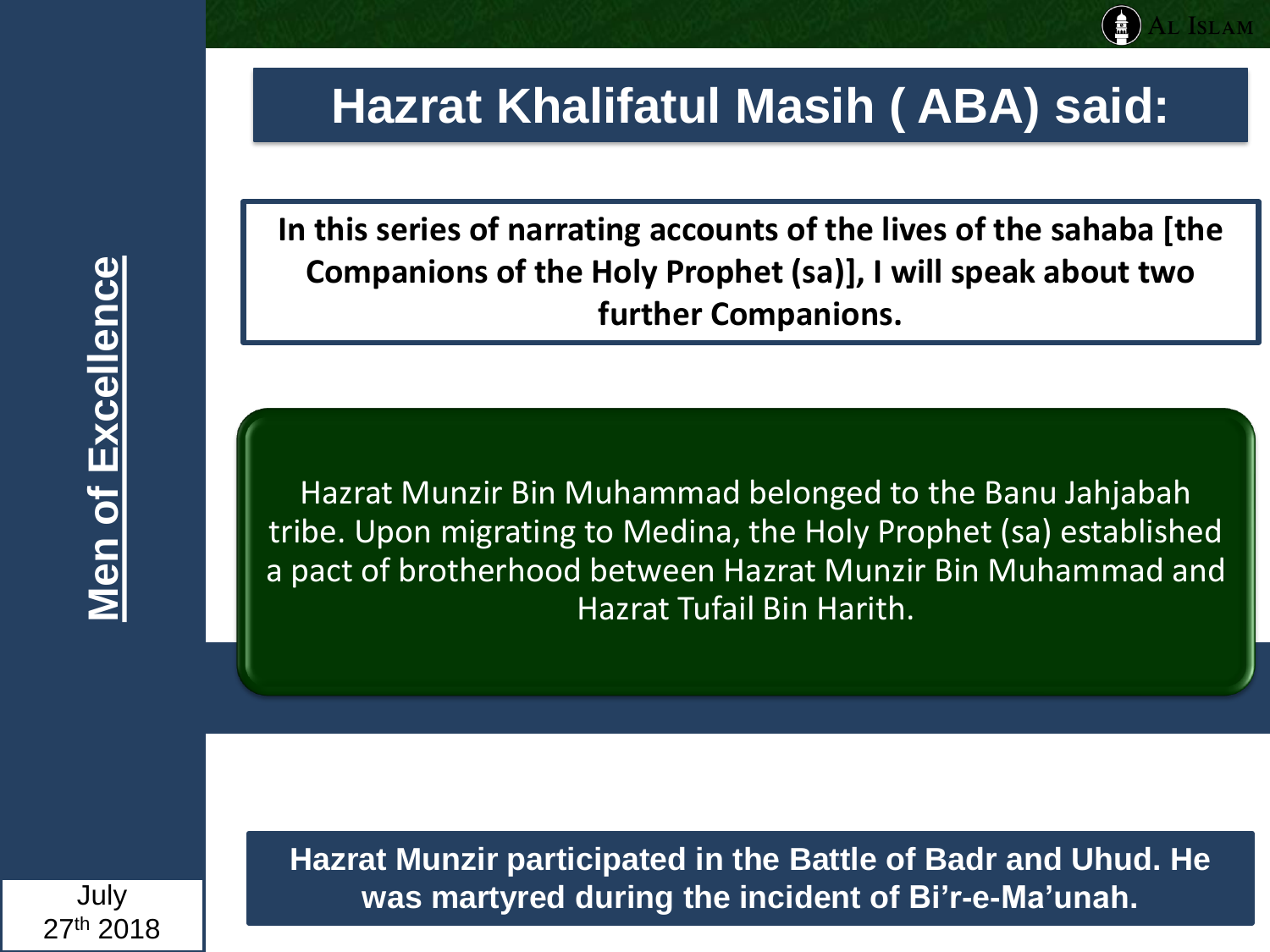# Hazrat Khalifatul Masih ( ABA) said:

**In this series of narrating accounts of the lives of the sahaba [the Companions of the Holy Prophet (sa)], I will speak about two further Companions.**

Hazrat Munzir Bin Muhammad belonged to the Banu Jahjabah tribe. Upon migrating to Medina, the Holy Prophet (sa) established a pact of brotherhood between Hazrat Munzir Bin Muhammad and Hazrat Tufail Bin Harith.

**Hazrat Munzir participated in the Battle of Badr and Uhud. He was martyred during the incident of Bi'r-e-Ma'unah.**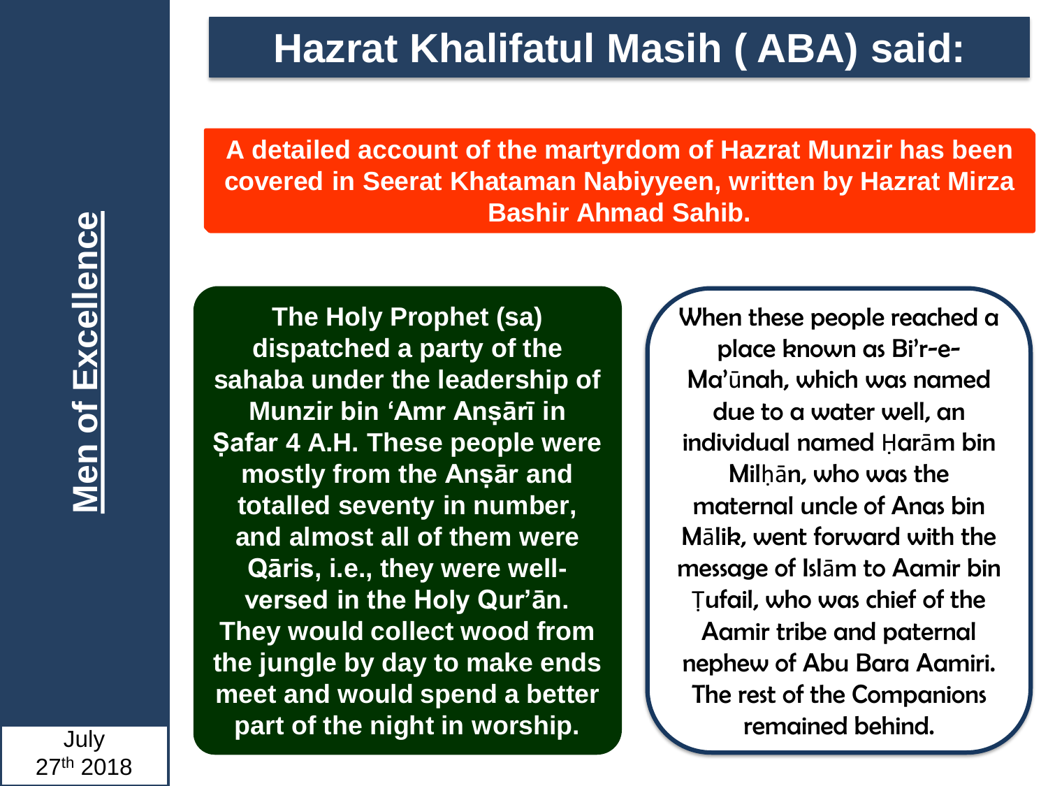# Hazrat Khalifatul Masih ( ABA) said:

**A detailed account of the martyrdom of Hazrat Munzir has been covered in Seerat Khataman Nabiyyeen, written by Hazrat Mirza Bashir Ahmad Sahib.**

**The Holy Prophet (sa) dispatched a party of the sahaba under the leadership of Munzir bin 'Amr Anṣārī in Ṣafar 4 A.H. These people were mostly from the Anṣār and totalled seventy in number, and almost all of them were Qāris, i.e., they were well-versed in the Holy Qur'ān. They would collect wood from the jungle by day to make ends meet and would spend a better part of the night in worship.**

When these people reached a place known as Bi'r-e-Ma'ūnah, which was named due to a water well, an individual named Ḥarām bin Milḥān, who was the maternal uncle of Anas bin Mālik, went forward with the message of Islām to Aamir bin Ṭufail, who was chief of the Aamir tribe and paternal nephew of Abu Bara Aamiri. The rest of the Companions remained behind.

**Men of Excellence**

July 27th 2018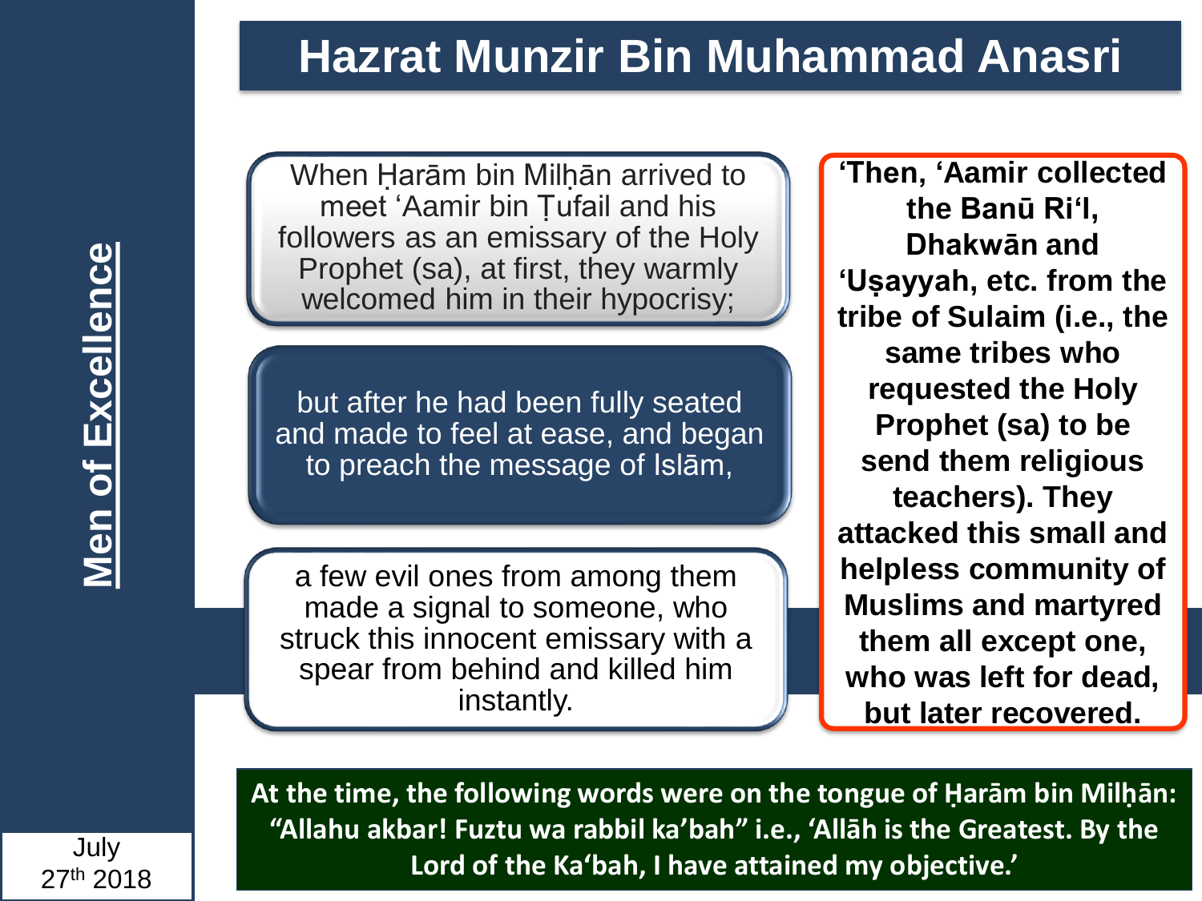# Hazrat Munzir Bin Muhammad Anasri

When Ḥarām bin Milḥān arrived to meet ‘Aamir bin Ṭufail and his followers as an emissary of the Holy Prophet (sa), at first, they warmly welcomed him in their hypocrisy;

but after he had been fully seated and made to feel at ease, and began to preach the message of Islām,

a few evil ones from among them made a signal to someone, who struck this innocent emissary with a spear from behind and killed him instantly.

**‘Then, ‘Aamir collected the Banū Ri‘l, Dhakwān and ‘Uṣayyah, etc. from the tribe of Sulaim (i.e., the same tribes who requested the Holy Prophet (sa) to be send them religious teachers). They attacked this small and helpless community of Muslims and martyred them all except one, who was left for dead, but later recovered.**

**At the time, the following words were on the tongue of Ḥarām bin Milḥān: “Allahu akbar! Fuztu wa rabbil ka’bah” i.e., ‘Allāh is the Greatest. By the Lord of the Ka‘bah, I have attained my objective.’**

**Men of Excellence**

July 27th 2018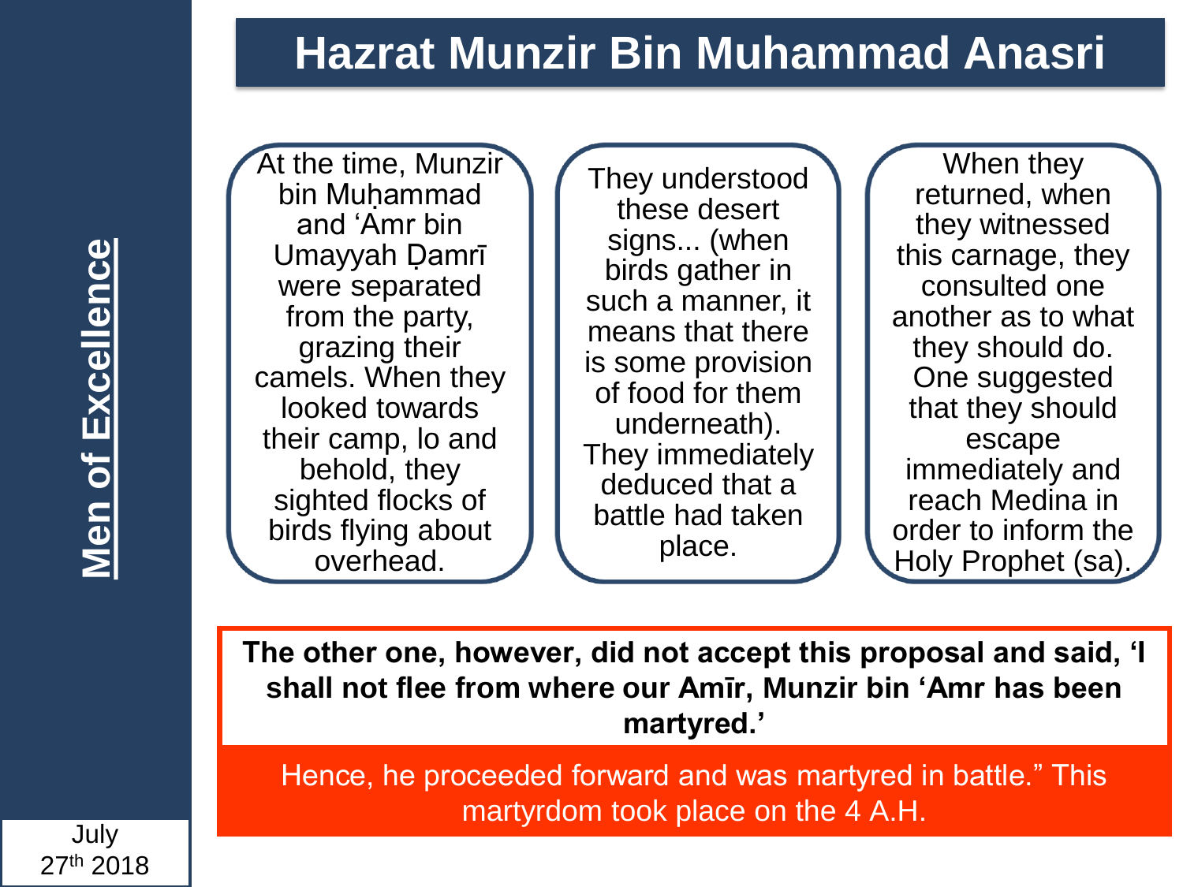# Hazrat Munzir Bin Muhammad Anasri

Men of Excellence

At the time, Munzir bin Muḥammad and ʻĀmr bin Umayyah Ḍamrī were separated from the party, grazing their camels. When they looked towards their camp, lo and behold, they sighted flocks of birds flying about overhead.

They understood these desert signs... (when birds gather in such a manner, it means that there is some provision of food for them underneath). They immediately deduced that a battle had taken place.

When they returned, when they witnessed this carnage, they consulted one another as to what they should do. One suggested that they should escape immediately and reach Medina in order to inform the Holy Prophet (sa).

**The other one, however, did not accept this proposal and said, 'I shall not flee from where our Amīr, Munzir bin 'Amr has been martyred.'**

Hence, he proceeded forward and was martyred in battle." This martyrdom took place on the 4 A.H.

July 27th 2018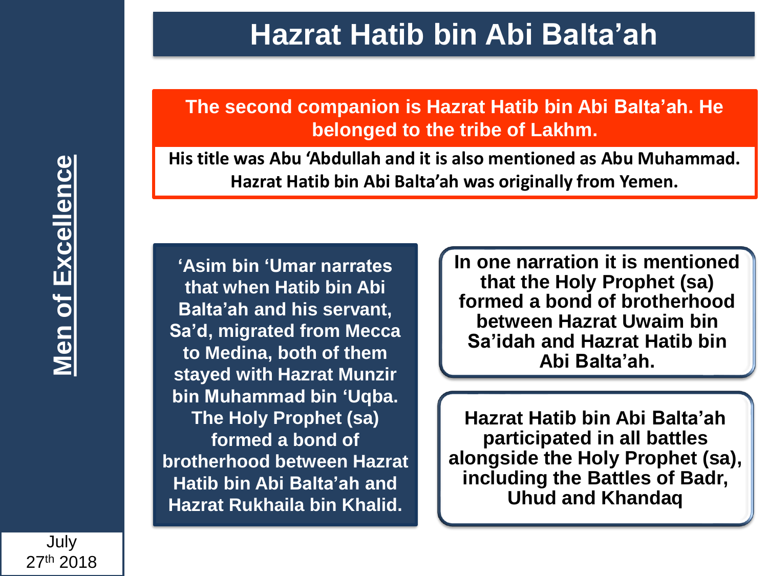# Hazrat Hatib bin Abi Balta'ah

**The second companion is Hazrat Hatib bin Abi Balta'ah. He belonged to the tribe of Lakhm.**

**His title was Abu 'Abdullah and it is also mentioned as Abu Muhammad. Hazrat Hatib bin Abi Balta'ah was originally from Yemen.**

**'Asim bin 'Umar narrates that when Hatib bin Abi Balta'ah and his servant, Sa'd, migrated from Mecca to Medina, both of them stayed with Hazrat Munzir bin Muhammad bin 'Uqba. The Holy Prophet (sa) formed a bond of brotherhood between Hazrat Hatib bin Abi Balta'ah and Hazrat Rukhaila bin Khalid.**

**In one narration it is mentioned that the Holy Prophet (sa) formed a bond of brotherhood between Hazrat Uwaim bin Sa'idah and Hazrat Hatib bin Abi Balta'ah.**

**Hazrat Hatib bin Abi Balta'ah participated in all battles alongside the Holy Prophet (sa), including the Battles of Badr, Uhud and Khandaq**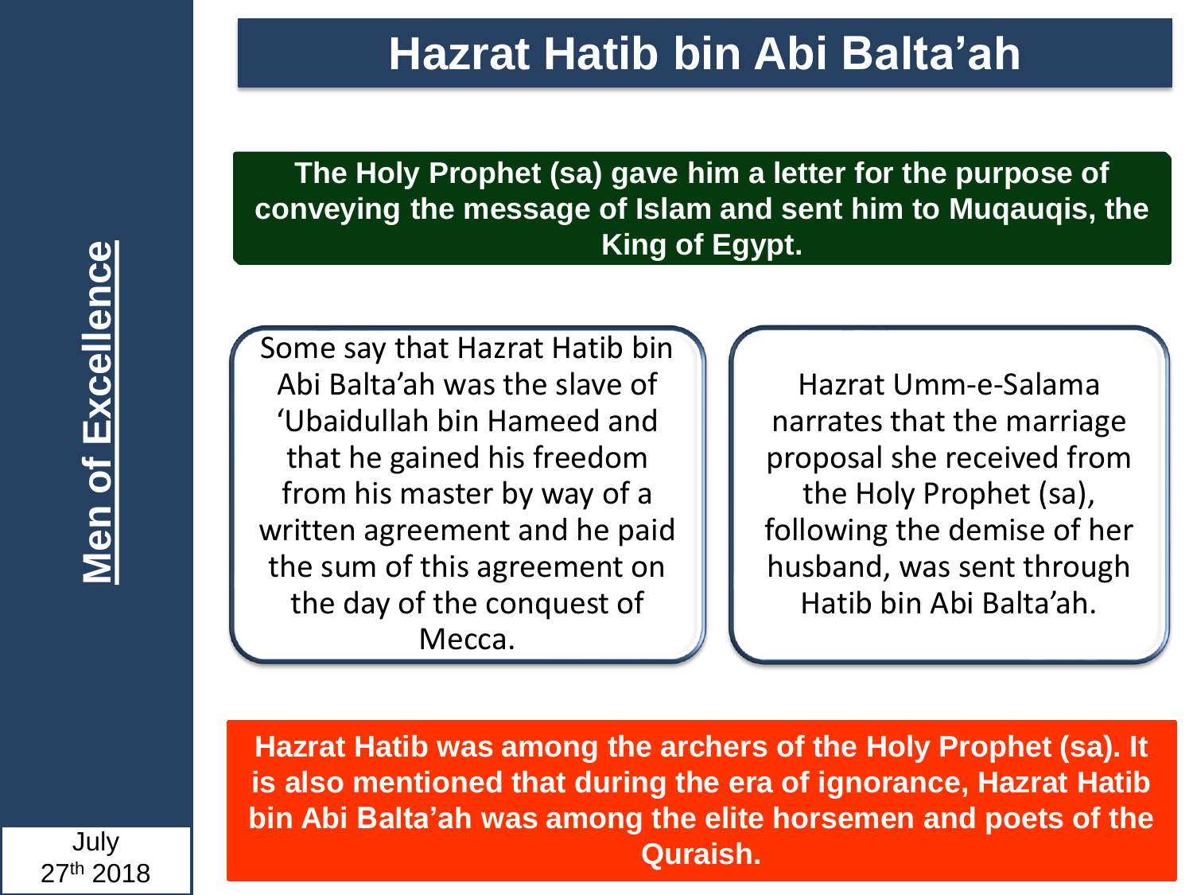# Hazrat Hatib bin Abi Balta'ah

**The Holy Prophet (sa) gave him a letter for the purpose of conveying the message of Islam and sent him to Muqauqis, the King of Egypt.**

Some say that Hazrat Hatib bin Abi Balta'ah was the slave of 'Ubaidullah bin Hameed and that he gained his freedom from his master by way of a written agreement and he paid the sum of this agreement on the day of the conquest of Mecca.

Hazrat Umm-e-Salama narrates that the marriage proposal she received from the Holy Prophet (sa), following the demise of her husband, was sent through Hatib bin Abi Balta'ah.

**Hazrat Hatib was among the archers of the Holy Prophet (sa). It is also mentioned that during the era of ignorance, Hazrat Hatib bin Abi Balta'ah was among the elite horsemen and poets of the Quraish.**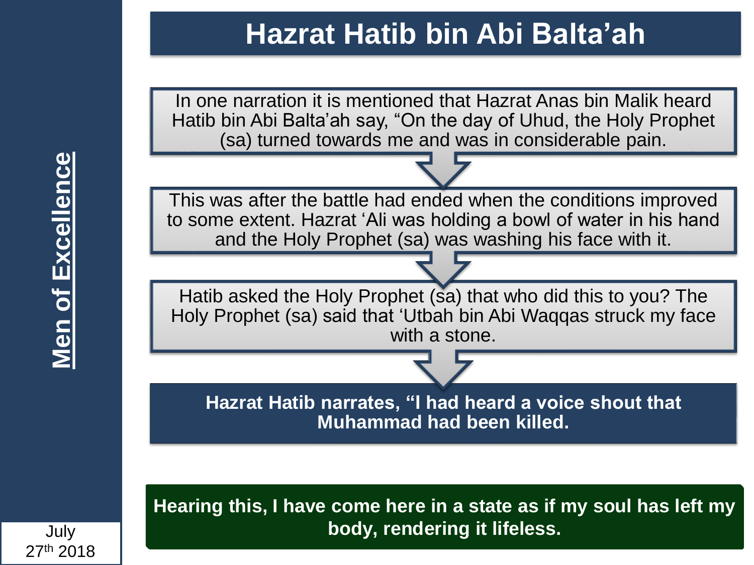# Hazrat Hatib bin Abi Balta'ah

In one narration it is mentioned that Hazrat Anas bin Malik heard Hatib bin Abi Balta'ah say, "On the day of Uhud, the Holy Prophet (sa) turned towards me and was in considerable pain.

This was after the battle had ended when the conditions improved to some extent. Hazrat 'Ali was holding a bowl of water in his hand and the Holy Prophet (sa) was washing his face with it.

Hatib asked the Holy Prophet (sa) that who did this to you? The Holy Prophet (sa) said that 'Utbah bin Abi Waqqas struck my face with a stone.

**Hazrat Hatib narrates, "I had heard a voice shout that Muhammad had been killed.**

**Hearing this, I have come here in a state as if my soul has left my body, rendering it lifeless.**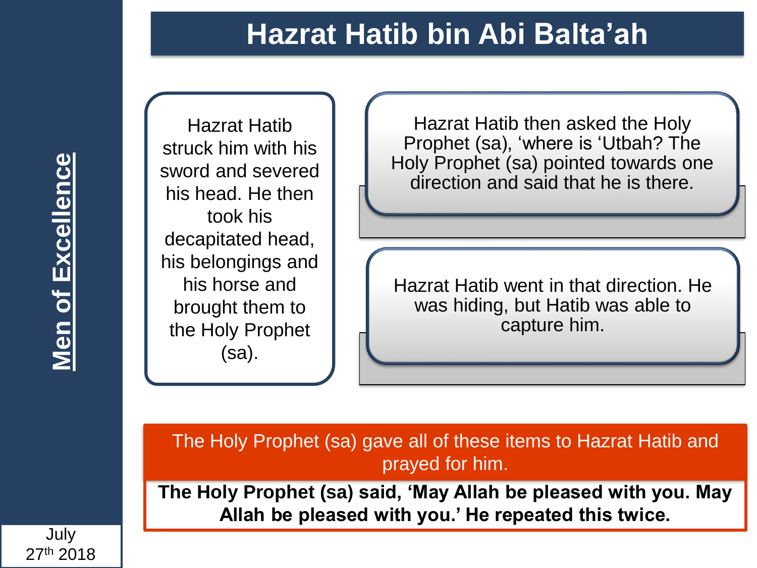# Hazrat Hatib bin Abi Balta'ah

Hazrat Hatib then asked the Holy Prophet (sa), 'where is 'Utbah? The Holy Prophet (sa) pointed towards one direction and said that he is there.

Hazrat Hatib went in that direction. He was hiding, but Hatib was able to capture him.

Hazrat Hatib struck him with his sword and severed his head. He then took his decapitated head, his belongings and his horse and brought them to the Holy Prophet (sa).

The Holy Prophet (sa) gave all of these items to Hazrat Hatib and prayed for him.

**The Holy Prophet (sa) said, 'May Allah be pleased with you. May Allah be pleased with you.' He repeated this twice.**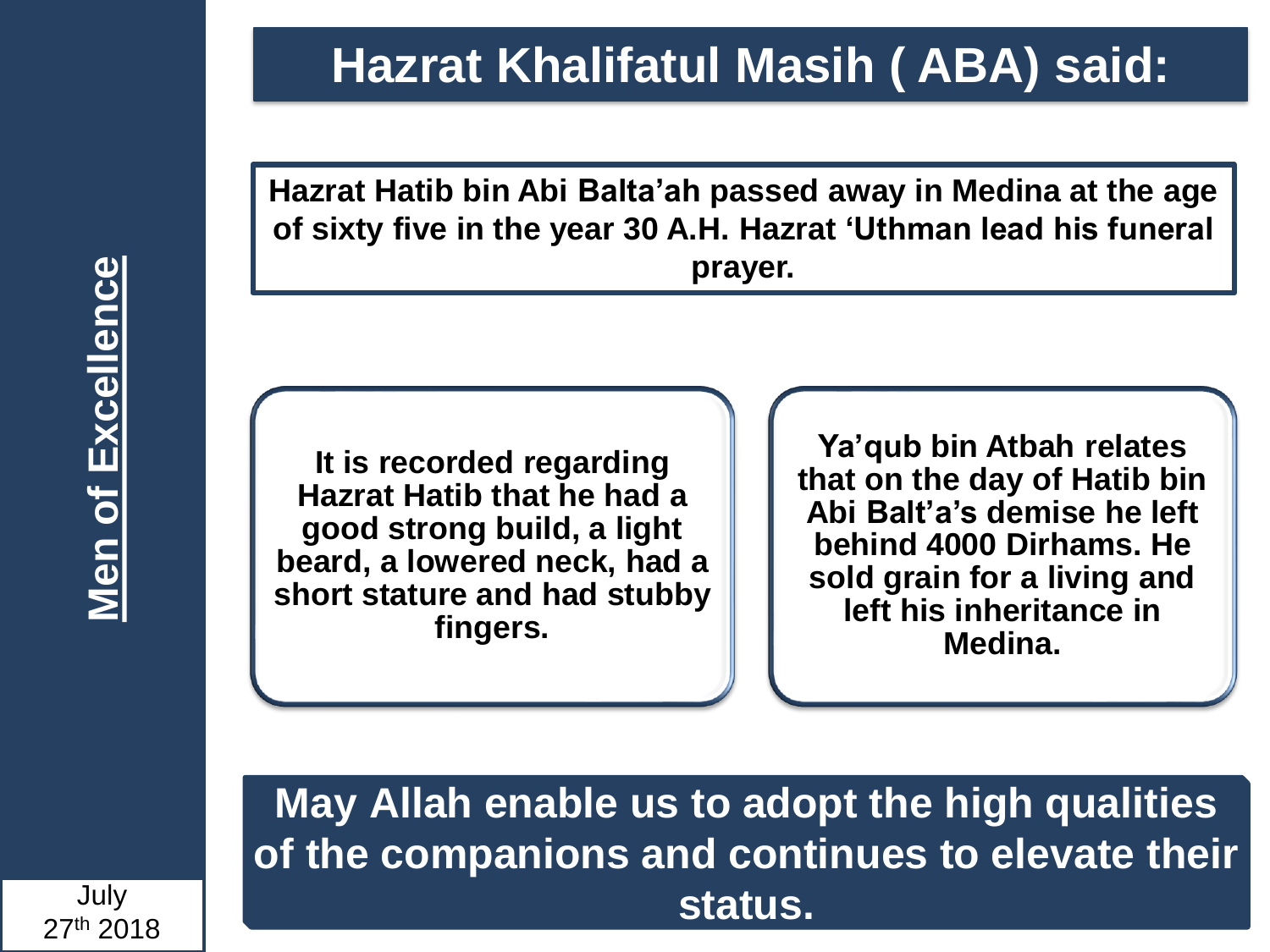# Hazrat Khalifatul Masih ( ABA) said:

Men of Excellence

**Hazrat Hatib bin Abi Balta'ah passed away in Medina at the age of sixty five in the year 30 A.H. Hazrat 'Uthman lead his funeral prayer.**

**It is recorded regarding Hazrat Hatib that he had a good strong build, a light beard, a lowered neck, had a short stature and had stubby fingers.**

**Ya'qub bin Atbah relates that on the day of Hatib bin Abi Balt'a's demise he left behind 4000 Dirhams. He sold grain for a living and left his inheritance in Medina.**

**May Allah enable us to adopt the high qualities of the companions and continues to elevate their status.**

July 27th 2018